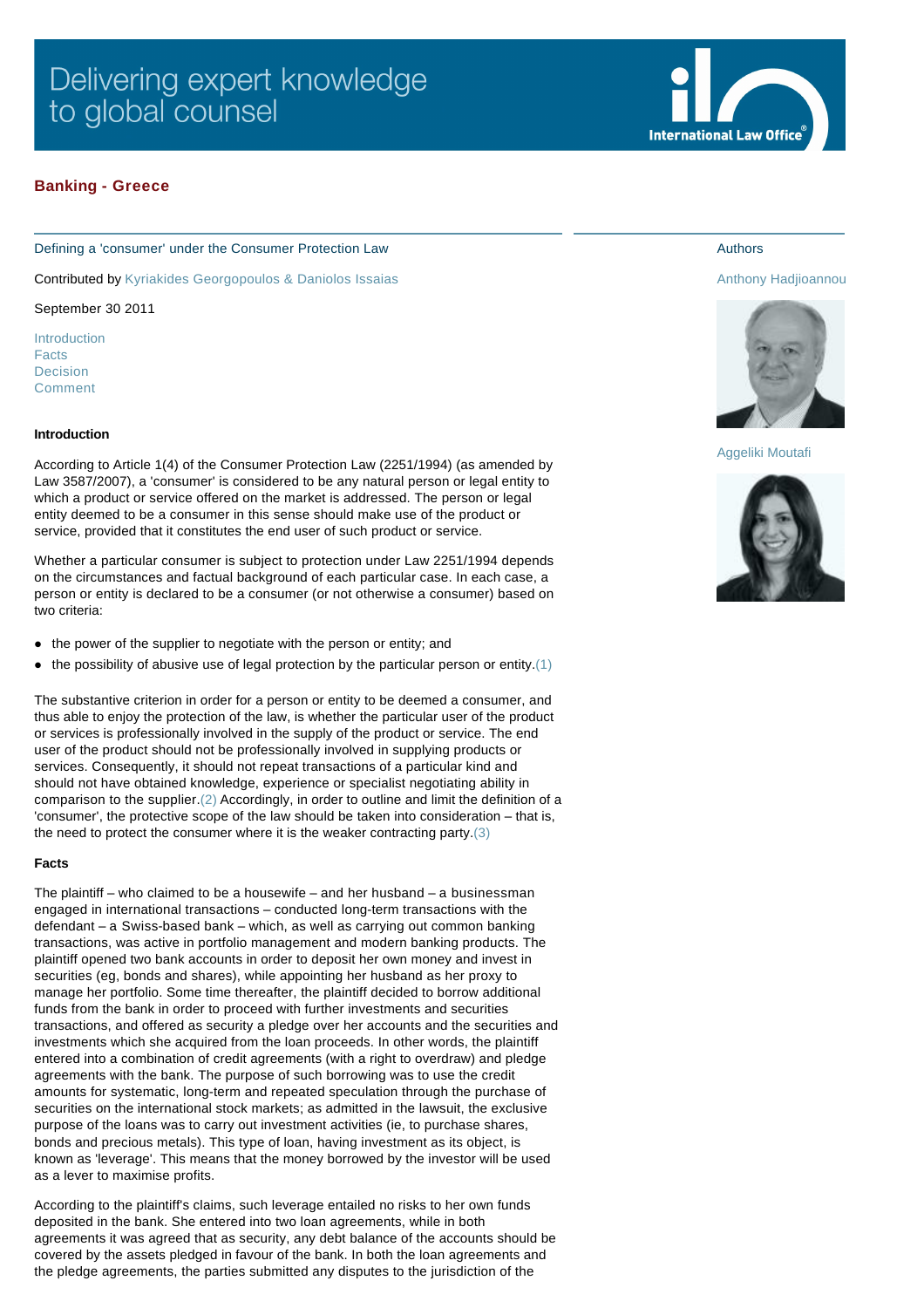Delivering expert knowledge to global counsel

## Banking - Greece

Defining a 'consumer' under the Consumer Protection Law

Contributed by Kyriakides Georgopoulos & Daniolos Issaias

September 30 2011

Authors

Anthony Hadjioannou

Aggeliki Moutafi

- Introduction
- Facts
- Decision
- Comment

### Introduction

According to Article 1(4) of the Consumer Protection Law (2251/1994) (as amended by Law 3587/2007), a 'consumer' is considered to be any natural person or legal entity to which a product or service offered on the market is addressed. The person or legal entity deemed to be a consumer in this sense should make use of the product or service, provided that it constitutes the end user of such product or service.

Whether a particular consumer is subject to protection under Law 2251/1994 depends on the circumstances and factual background of each particular case. In each case, a person or entity is declared to be a consumer (or not otherwise a consumer) based on two criteria:

- the power of the supplier to negotiate with the person or entity; and
- the possibility of abusive use of legal protection by the particular person or entity.(1)

The substantive criterion in order for a person or entity to be deemed a consumer, and thus able to enjoy the protection of the law, is whether the particular user of the product or services is professionally involved in the supply of the product or service. The end user of the product should not be professionally involved in supplying products or services. Consequently, it should not repeat transactions of a particular kind and should not have obtained knowledge, experience or specialist negotiating ability in comparison to the supplier.(2) Accordingly, in order to outline and limit the definition of a 'consumer', the protective scope of the law should be taken into consideration – that is, the need to protect the consumer where it is the weaker contracting party.(3)

### Facts

The plaintiff – who claimed to be a housewife – and her husband – a businessman engaged in international transactions – conducted long-term transactions with the defendant – a Swiss-based bank – which, as well as carrying out common banking transactions, was active in portfolio management and modern banking products. The plaintiff opened two bank accounts in order to deposit her own money and invest in securities (eg, bonds and shares), while appointing her husband as her proxy to manage her portfolio. Some time thereafter, the plaintiff decided to borrow additional funds from the bank in order to proceed with further investments and securities transactions, and offered as security a pledge over her accounts and the securities and investments which she acquired from the loan proceeds. In other words, the plaintiff entered into a combination of credit agreements (with a right to overdraw) and pledge agreements with the bank. The purpose of such borrowing was to use the credit amounts for systematic, long-term and repeated speculation through the purchase of securities on the international stock markets; as admitted in the lawsuit, the exclusive purpose of the loans was to carry out investment activities (ie, to purchase shares, bonds and precious metals). This type of loan, having investment as its object, is known as 'leverage'. This means that the money borrowed by the investor will be used as a lever to maximise profits.

According to the plaintiff's claims, such leverage entailed no risks to her own funds deposited in the bank. She entered into two loan agreements, while in both agreements it was agreed that as security, any debt balance of the accounts should be covered by the assets pledged in favour of the bank. In both the loan agreements and the pledge agreements, the parties submitted any disputes to the jurisdiction of the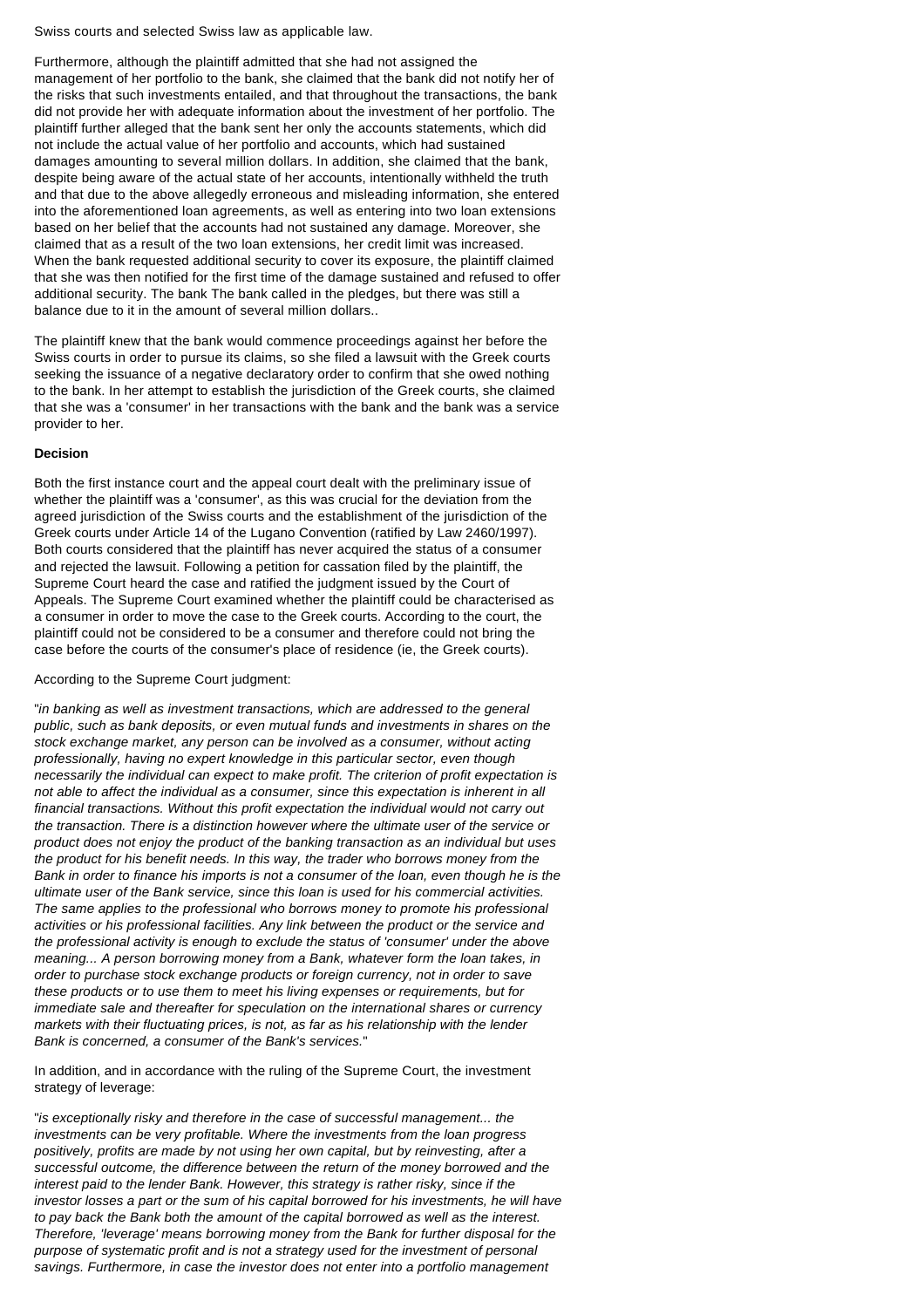Swiss courts and selected Swiss law as applicable law.

Furthermore, although the plaintiff admitted that she had not assigned the management of her portfolio to the bank, she claimed that the bank did not notify her of the risks that such investments entailed, and that throughout the transactions, the bank did not provide her with adequate information about the investment of her portfolio. The plaintiff further alleged that the bank sent her only the accounts statements, which did not include the actual value of her portfolio and accounts, which had sustained damages amounting to several million dollars. In addition, she claimed that the bank, despite being aware of the actual state of her accounts, intentionally withheld the truth and that due to the above allegedly erroneous and misleading information, she entered into the aforementioned loan agreements, as well as entering into two loan extensions based on her belief that the accounts had not sustained any damage. Moreover, she claimed that as a result of the two loan extensions, her credit limit was increased. When the bank requested additional security to cover its exposure, the plaintiff claimed that she was then notified for the first time of the damage sustained and refused to offer additional security. The bank The bank called in the pledges, but there was still a balance due to it in the amount of several million dollars..

The plaintiff knew that the bank would commence proceedings against her before the Swiss courts in order to pursue its claims, so she filed a lawsuit with the Greek courts seeking the issuance of a negative declaratory order to confirm that she owed nothing to the bank. In her attempt to establish the jurisdiction of the Greek courts, she claimed that she was a 'consumer' in her transactions with the bank and the bank was a service provider to her.

**Decision**

Both the first instance court and the appeal court dealt with the preliminary issue of whether the plaintiff was a 'consumer', as this was crucial for the deviation from the agreed jurisdiction of the Swiss courts and the establishment of the jurisdiction of the Greek courts under Article 14 of the Lugano Convention (ratified by Law 2460/1997). Both courts considered that the plaintiff has never acquired the status of a consumer and rejected the lawsuit. Following a petition for cassation filed by the plaintiff, the Supreme Court heard the case and ratified the judgment issued by the Court of Appeals. The Supreme Court examined whether the plaintiff could be characterised as a consumer in order to move the case to the Greek courts. According to the court, the plaintiff could not be considered to be a consumer and therefore could not bring the case before the courts of the consumer's place of residence (ie, the Greek courts).

According to the Supreme Court judgment:

"*in banking as well as investment transactions, which are addressed to the general public, such as bank deposits, or even mutual funds and investments in shares on the stock exchange market, any person can be involved as a consumer, without acting professionally, having no expert knowledge in this particular sector, even though necessarily the individual can expect to make profit. The criterion of profit expectation is not able to affect the individual as a consumer, since this expectation is inherent in all financial transactions. Without this profit expectation the individual would not carry out the transaction. There is a distinction however where the ultimate user of the service or product does not enjoy the product of the banking transaction as an individual but uses the product for his benefit needs. In this way, the trader who borrows money from the Bank in order to finance his imports is not a consumer of the loan, even though he is the ultimate user of the Bank service, since this loan is used for his commercial activities. The same applies to the professional who borrows money to promote his professional activities or his professional facilities. Any link between the product or the service and the professional activity is enough to exclude the status of 'consumer' under the above meaning... A person borrowing money from a Bank, whatever form the loan takes, in order to purchase stock exchange products or foreign currency, not in order to save these products or to use them to meet his living expenses or requirements, but for immediate sale and thereafter for speculation on the international shares or currency markets with their fluctuating prices, is not, as far as his relationship with the lender Bank is concerned, a consumer of the Bank's services.*"

In addition, and in accordance with the ruling of the Supreme Court, the investment strategy of leverage:

"*is exceptionally risky and therefore in the case of successful management... the investments can be very profitable. Where the investments from the loan progress positively, profits are made by not using her own capital, but by reinvesting, after a successful outcome, the difference between the return of the money borrowed and the interest paid to the lender Bank. However, this strategy is rather risky, since if the investor losses a part or the sum of his capital borrowed for his investments, he will have to pay back the Bank both the amount of the capital borrowed as well as the interest. Therefore, 'leverage' means borrowing money from the Bank for further disposal for the purpose of systematic profit and is not a strategy used for the investment of personal savings. Furthermore, in case the investor does not enter into a portfolio management*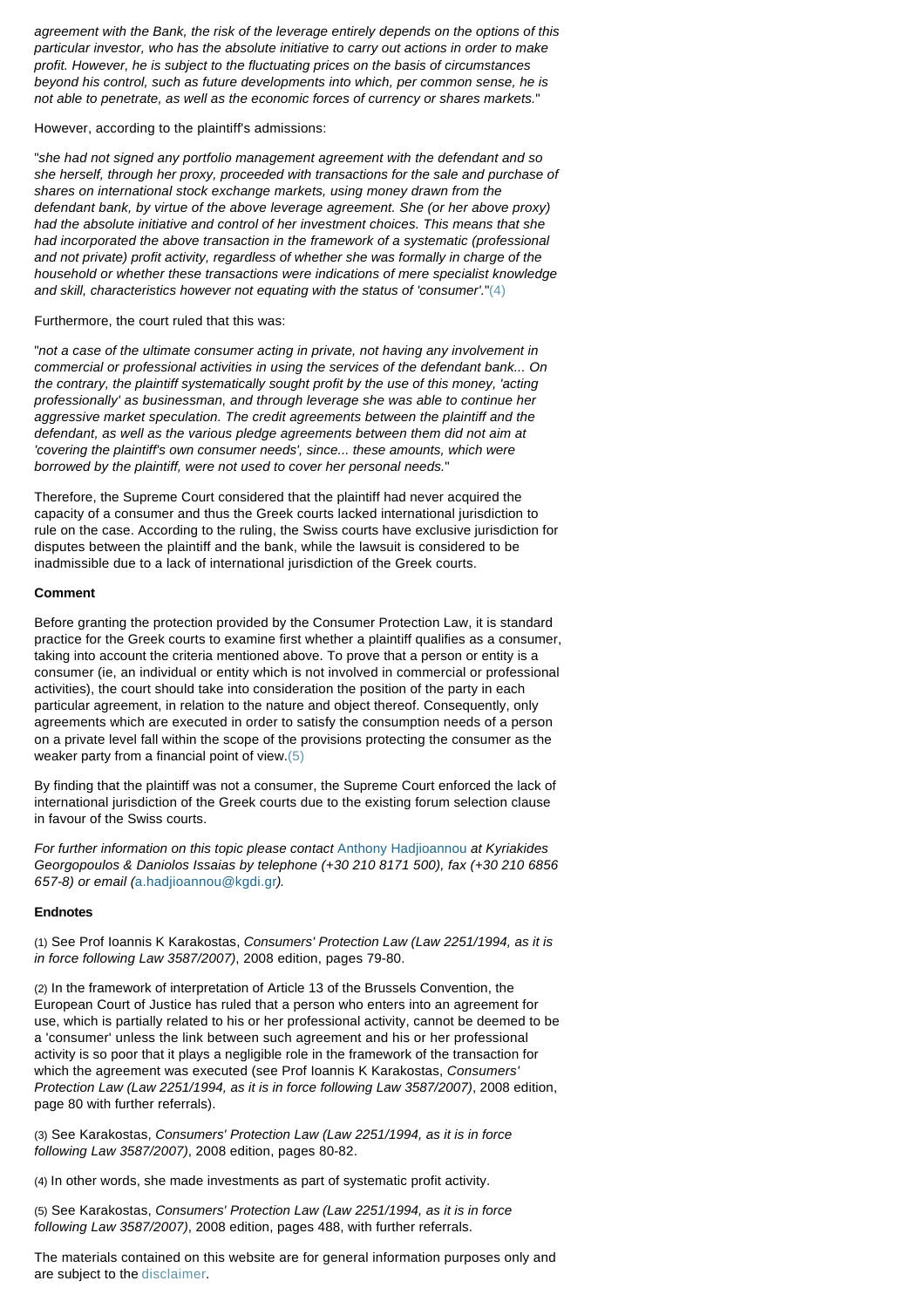*agreement with the Bank, the risk of the leverage entirely depends on the options of this particular investor, who has the absolute initiative to carry out actions in order to make profit. However, he is subject to the fluctuating prices on the basis of circumstances beyond his control, such as future developments into which, per common sense, he is not able to penetrate, as well as the economic forces of currency or shares markets.*"

However, according to the plaintiff's admissions:

"*she had not signed any portfolio management agreement with the defendant and so she herself, through her proxy, proceeded with transactions for the sale and purchase of shares on international stock exchange markets, using money drawn from the defendant bank, by virtue of the above leverage agreement. She (or her above proxy) had the absolute initiative and control of her investment choices. This means that she had incorporated the above transaction in the framework of a systematic (professional and not private) profit activity, regardless of whether she was formally in charge of the household or whether these transactions were indications of mere specialist knowledge and skill, characteristics however not equating with the status of 'consumer'.*"(4)

Furthermore, the court ruled that this was:

"*not a case of the ultimate consumer acting in private, not having any involvement in commercial or professional activities in using the services of the defendant bank... On the contrary, the plaintiff systematically sought profit by the use of this money, 'acting professionally' as businessman, and through leverage she was able to continue her aggressive market speculation. The credit agreements between the plaintiff and the defendant, as well as the various pledge agreements between them did not aim at 'covering the plaintiff's own consumer needs', since... these amounts, which were borrowed by the plaintiff, were not used to cover her personal needs.*"

Therefore, the Supreme Court considered that the plaintiff had never acquired the capacity of a consumer and thus the Greek courts lacked international jurisdiction to rule on the case. According to the ruling, the Swiss courts have exclusive jurisdiction for disputes between the plaintiff and the bank, while the lawsuit is considered to be inadmissible due to a lack of international jurisdiction of the Greek courts.

**Comment**

Before granting the protection provided by the Consumer Protection Law, it is standard practice for the Greek courts to examine first whether a plaintiff qualifies as a consumer, taking into account the criteria mentioned above. To prove that a person or entity is a consumer (ie, an individual or entity which is not involved in commercial or professional activities), the court should take into consideration the position of the party in each particular agreement, in relation to the nature and object thereof. Consequently, only agreements which are executed in order to satisfy the consumption needs of a person on a private level fall within the scope of the provisions protecting the consumer as the weaker party from a financial point of view.(5)

By finding that the plaintiff was not a consumer, the Supreme Court enforced the lack of international jurisdiction of the Greek courts due to the existing forum selection clause in favour of the Swiss courts.

*For further information on this topic please contact* Anthony Hadjioannou *at Kyriakides Georgopoulos & Daniolos Issaias by telephone (+30 210 8171 500), fax (+30 210 6856 657-8) or email (*a.hadjioannou@kgdi.gr*).*

**Endnotes**

(1) See Prof Ioannis K Karakostas, *Consumers' Protection Law (Law 2251/1994, as it is in force following Law 3587/2007)*, 2008 edition, pages 79-80.

(2) In the framework of interpretation of Article 13 of the Brussels Convention, the European Court of Justice has ruled that a person who enters into an agreement for use, which is partially related to his or her professional activity, cannot be deemed to be a 'consumer' unless the link between such agreement and his or her professional activity is so poor that it plays a negligible role in the framework of the transaction for which the agreement was executed (see Prof Ioannis K Karakostas, *Consumers' Protection Law (Law 2251/1994, as it is in force following Law 3587/2007)*, 2008 edition, page 80 with further referrals).

(3) See Karakostas, *Consumers' Protection Law (Law 2251/1994, as it is in force following Law 3587/2007)*, 2008 edition, pages 80-82.

(4) In other words, she made investments as part of systematic profit activity.

(5) See Karakostas, *Consumers' Protection Law (Law 2251/1994, as it is in force following Law 3587/2007)*, 2008 edition, pages 488, with further referrals.

The materials contained on this website are for general information purposes only and are subject to the disclaimer.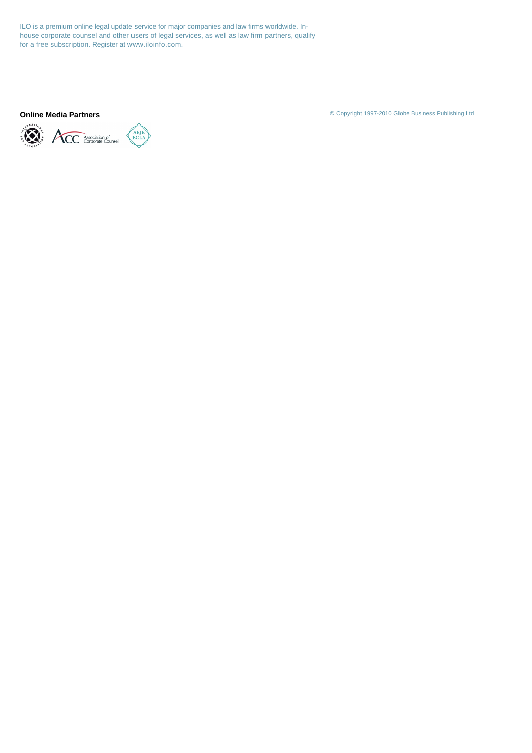ILO is a premium online legal update service for major companies and law firms worldwide. In-house corporate counsel and other users of legal services, as well as law firm partners, qualify for a free subscription. Register at www.iloinfo.com.

**Online Media Partners**

© Copyright 1997-2010 Globe Business Publishing Ltd